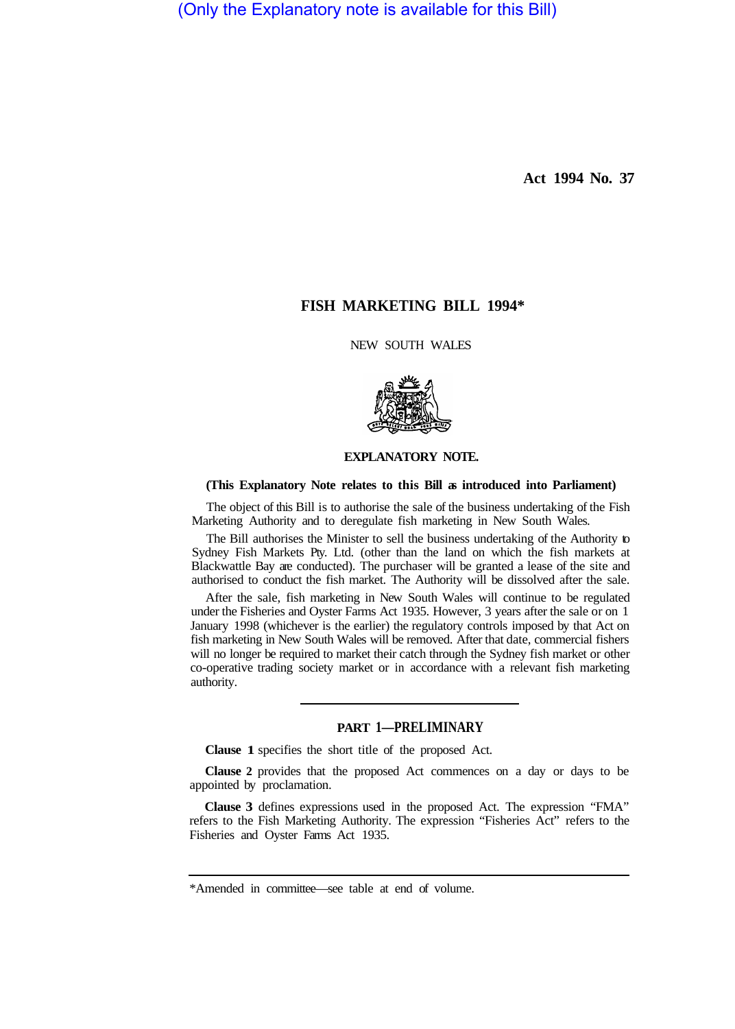(Only the Explanatory note is available for this Bill)

Act 1994 No. 37

# FISH MARKETING BILL 1994*

NEW SOUTH WALES

## EXPLANATORY NOTE.

**(This Explanatory Note relates to this Bill as introduced into Parliament)**

The object of this Bill is to authorise the sale of the business undertaking of the Fish Marketing Authority and to deregulate fish marketing in New South Wales.

The Bill authorises the Minister to sell the business undertaking of the Authority to Sydney Fish Markets Pty. Ltd. (other than the land on which the fish markets at Blackwattle Bay are conducted). The purchaser will be granted a lease of the site and authorised to conduct the fish market. The Authority will be dissolved after the sale.

After the sale, fish marketing in New South Wales will continue to be regulated under the Fisheries and Oyster Farms Act 1935. However, 3 years after the sale or on 1 January 1998 (whichever is the earlier) the regulatory controls imposed by that Act on fish marketing in New South Wales will be removed. After that date, commercial fishers will no longer be required to market their catch through the Sydney fish market or other co-operative trading society market or in accordance with a relevant fish marketing authority.

## PART 1—PRELIMINARY

**Clause 1** specifies the short title of the proposed Act.

**Clause 2** provides that the proposed Act commences on a day or days to be appointed by proclamation.

**Clause 3** defines expressions used in the proposed Act. The expression "FMA" refers to the Fish Marketing Authority. The expression "Fisheries Act" refers to the Fisheries and Oyster Farms Act 1935.

*Amended in committee—see table at end of volume.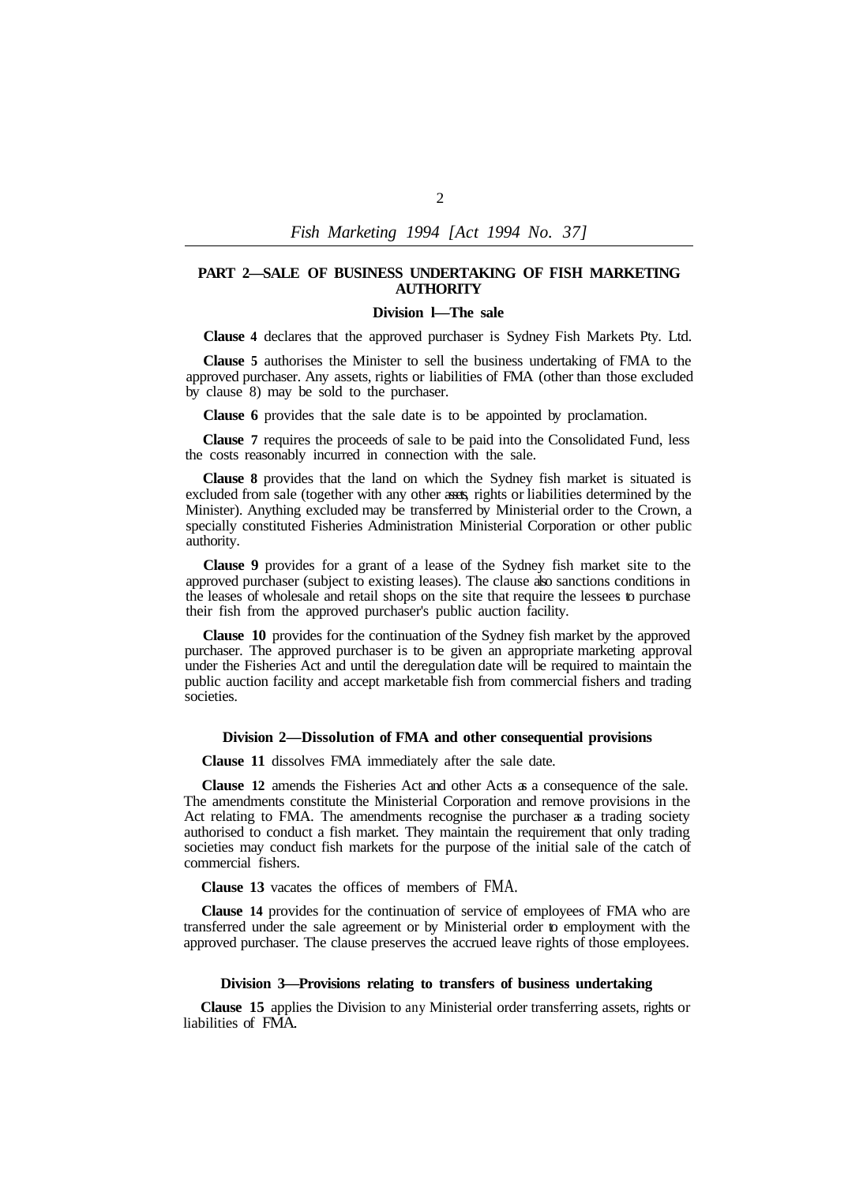## PART 2—SALE OF BUSINESS UNDERTAKING OF FISH MARKETING AUTHORITY

### Division 1—The sale

**Clause 4** declares that the approved purchaser is Sydney Fish Markets Pty. Ltd.

**Clause 5** authorises the Minister to sell the business undertaking of FMA to the approved purchaser. Any assets, rights or liabilities of FMA (other than those excluded by clause 8) may be sold to the purchaser.

**Clause 6** provides that the sale date is to be appointed by proclamation.

**Clause 7** requires the proceeds of sale to be paid into the Consolidated Fund, less the costs reasonably incurred in connection with the sale.

**Clause 8** provides that the land on which the Sydney fish market is situated is excluded from sale (together with any other assets, rights or liabilities determined by the Minister). Anything excluded may be transferred by Ministerial order to the Crown, a specially constituted Fisheries Administration Ministerial Corporation or other public authority.

**Clause 9** provides for a grant of a lease of the Sydney fish market site to the approved purchaser (subject to existing leases). The clause also sanctions conditions in the leases of wholesale and retail shops on the site that require the lessees to purchase their fish from the approved purchaser's public auction facility.

**Clause 10** provides for the continuation of the Sydney fish market by the approved purchaser. The approved purchaser is to be given an appropriate marketing approval under the Fisheries Act and until the deregulation date will be required to maintain the public auction facility and accept marketable fish from commercial fishers and trading societies.

### Division 2—Dissolution of FMA and other consequential provisions

**Clause 11** dissolves FMA immediately after the sale date.

**Clause 12** amends the Fisheries Act and other Acts as a consequence of the sale. The amendments constitute the Ministerial Corporation and remove provisions in the Act relating to FMA. The amendments recognise the purchaser as a trading society authorised to conduct a fish market. They maintain the requirement that only trading societies may conduct fish markets for the purpose of the initial sale of the catch of commercial fishers.

**Clause 13** vacates the offices of members of FMA.

**Clause 14** provides for the continuation of service of employees of FMA who are transferred under the sale agreement or by Ministerial order to employment with the approved purchaser. The clause preserves the accrued leave rights of those employees.

### Division 3—Provisions relating to transfers of business undertaking

**Clause 15** applies the Division to any Ministerial order transferring assets, rights or liabilities of FMA.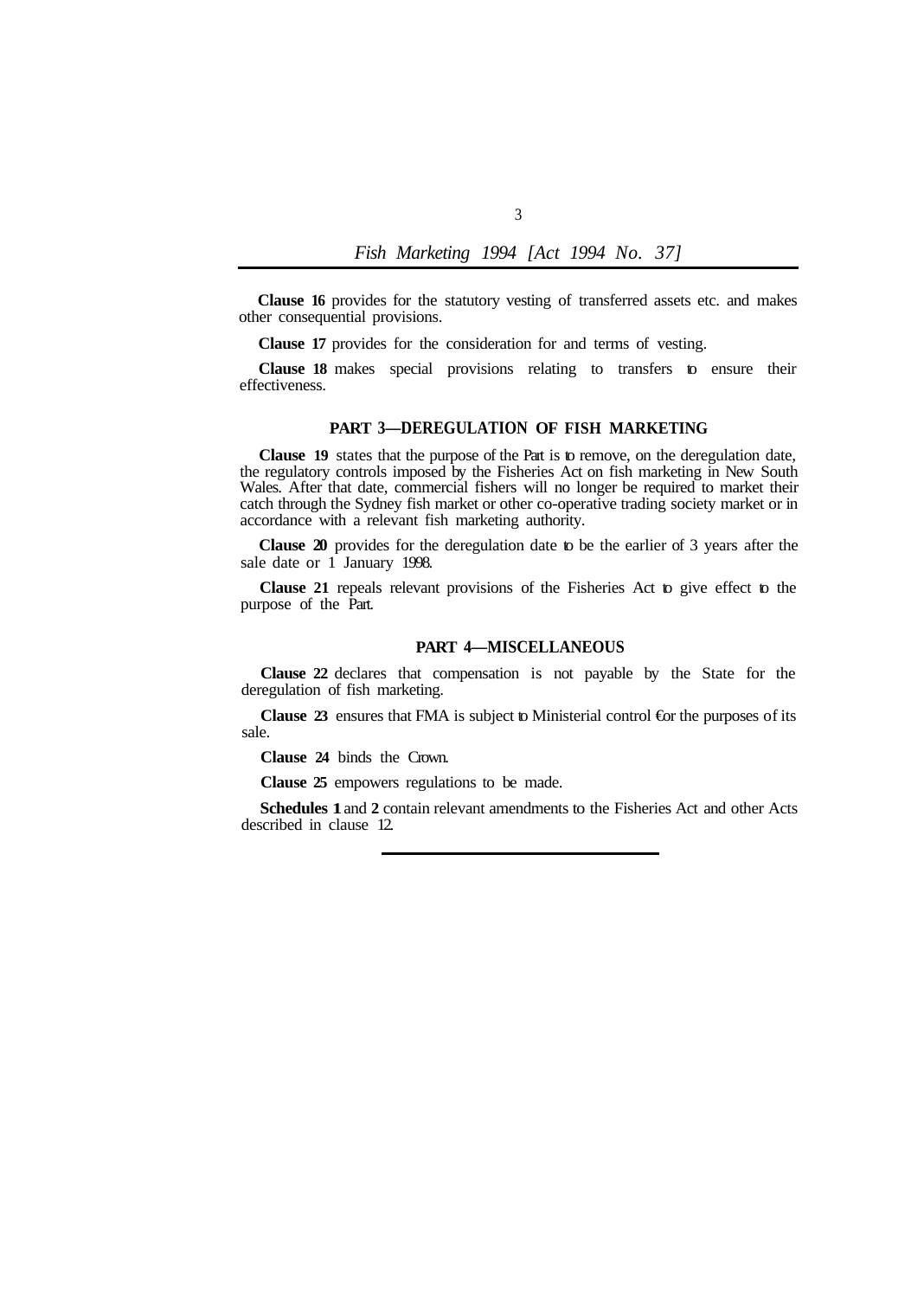**Clause 16** provides for the statutory vesting of transferred assets etc. and makes other consequential provisions.

**Clause 17** provides for the consideration for and terms of vesting.

**Clause 18** makes special provisions relating to transfers to ensure their effectiveness.

## PART 3—DEREGULATION OF FISH MARKETING

**Clause 19** states that the purpose of the Part is to remove, on the deregulation date, the regulatory controls imposed by the Fisheries Act on fish marketing in New South Wales. After that date, commercial fishers will no longer be required to market their catch through the Sydney fish market or other co-operative trading society market or in accordance with a relevant fish marketing authority.

**Clause 20** provides for the deregulation date to be the earlier of 3 years after the sale date or 1 January 1998.

**Clause 21** repeals relevant provisions of the Fisheries Act to give effect to the purpose of the Part.

## PART 4—MISCELLANEOUS

**Clause 22** declares that compensation is not payable by the State for the deregulation of fish marketing.

**Clause 23** ensures that FMA is subject to Ministerial control €or the purposes of its sale.

**Clause 24** binds the Crown.

**Clause 25** empowers regulations to be made.

**Schedules 1** and **2** contain relevant amendments to the Fisheries Act and other Acts described in clause 12.